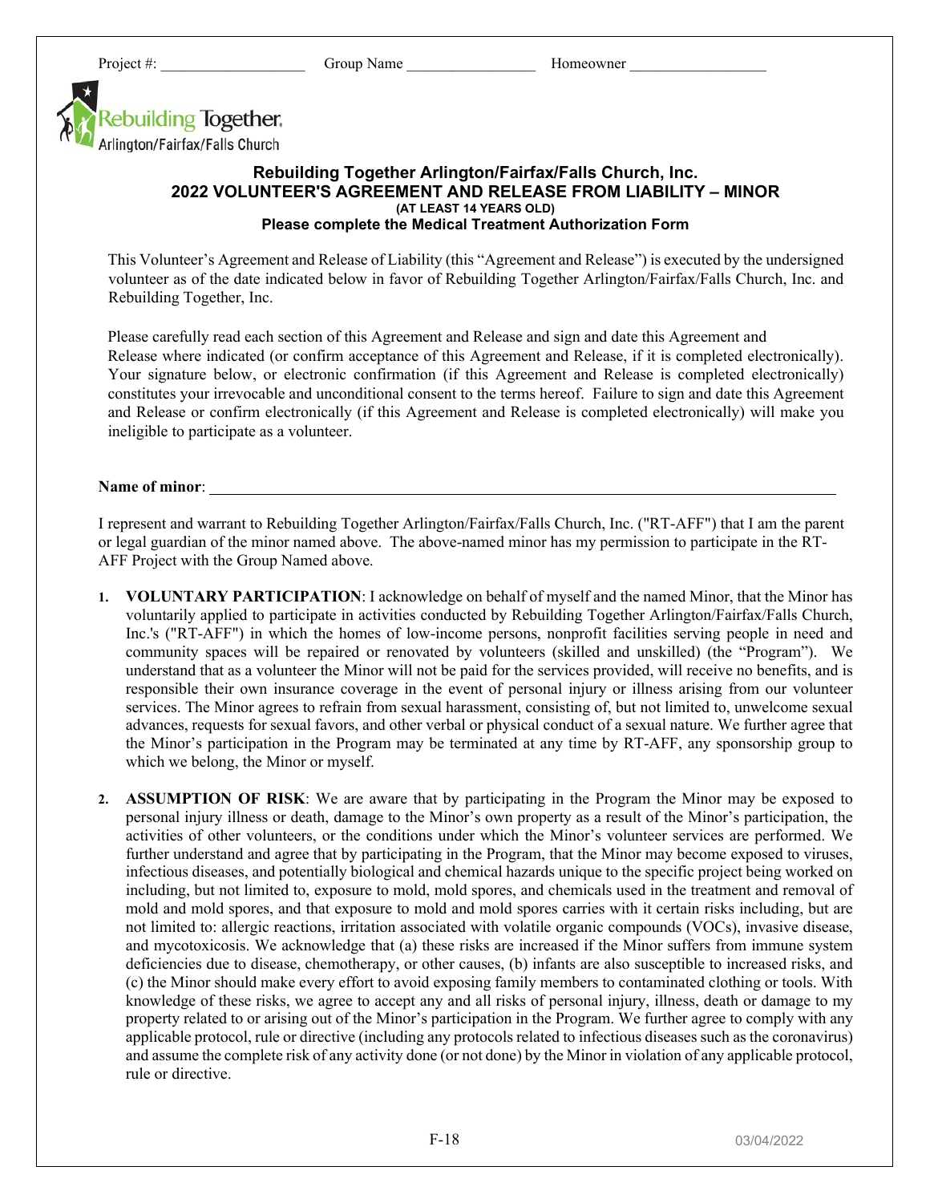Project #: ___________________ Group Name _________________ Homeowner __________________

Rebuilding Together. Arlington/Fairfax/Falls Church

**Rebuilding Together Arlington/Fairfax/Falls Church, Inc.**
**2022 VOLUNTEER'S AGREEMENT AND RELEASE FROM LIABILITY – MINOR**
**(AT LEAST 14 YEARS OLD)**
**Please complete the Medical Treatment Authorization Form**

This Volunteer's Agreement and Release of Liability (this "Agreement and Release") is executed by the undersigned volunteer as of the date indicated below in favor of Rebuilding Together Arlington/Fairfax/Falls Church, Inc. and Rebuilding Together, Inc.

Please carefully read each section of this Agreement and Release and sign and date this Agreement and Release where indicated (or confirm acceptance of this Agreement and Release, if it is completed electronically). Your signature below, or electronic confirmation (if this Agreement and Release is completed electronically) constitutes your irrevocable and unconditional consent to the terms hereof. Failure to sign and date this Agreement and Release or confirm electronically (if this Agreement and Release is completed electronically) will make you ineligible to participate as a volunteer.

**Name of minor**: ________________________________________________________________

I represent and warrant to Rebuilding Together Arlington/Fairfax/Falls Church, Inc. ("RT-AFF") that I am the parent or legal guardian of the minor named above. The above-named minor has my permission to participate in the RT-AFF Project with the Group Named above.

1. **VOLUNTARY PARTICIPATION**: I acknowledge on behalf of myself and the named Minor, that the Minor has voluntarily applied to participate in activities conducted by Rebuilding Together Arlington/Fairfax/Falls Church, Inc.'s ("RT-AFF") in which the homes of low-income persons, nonprofit facilities serving people in need and community spaces will be repaired or renovated by volunteers (skilled and unskilled) (the "Program"). We understand that as a volunteer the Minor will not be paid for the services provided, will receive no benefits, and is responsible their own insurance coverage in the event of personal injury or illness arising from our volunteer services. The Minor agrees to refrain from sexual harassment, consisting of, but not limited to, unwelcome sexual advances, requests for sexual favors, and other verbal or physical conduct of a sexual nature. We further agree that the Minor's participation in the Program may be terminated at any time by RT-AFF, any sponsorship group to which we belong, the Minor or myself.

2. **ASSUMPTION OF RISK**: We are aware that by participating in the Program the Minor may be exposed to personal injury illness or death, damage to the Minor's own property as a result of the Minor's participation, the activities of other volunteers, or the conditions under which the Minor's volunteer services are performed. We further understand and agree that by participating in the Program, that the Minor may become exposed to viruses, infectious diseases, and potentially biological and chemical hazards unique to the specific project being worked on including, but not limited to, exposure to mold, mold spores, and chemicals used in the treatment and removal of mold and mold spores, and that exposure to mold and mold spores carries with it certain risks including, but are not limited to: allergic reactions, irritation associated with volatile organic compounds (VOCs), invasive disease, and mycotoxicosis. We acknowledge that (a) these risks are increased if the Minor suffers from immune system deficiencies due to disease, chemotherapy, or other causes, (b) infants are also susceptible to increased risks, and (c) the Minor should make every effort to avoid exposing family members to contaminated clothing or tools. With knowledge of these risks, we agree to accept any and all risks of personal injury, illness, death or damage to my property related to or arising out of the Minor's participation in the Program. We further agree to comply with any applicable protocol, rule or directive (including any protocols related to infectious diseases such as the coronavirus) and assume the complete risk of any activity done (or not done) by the Minor in violation of any applicable protocol, rule or directive.

F-18 03/04/2022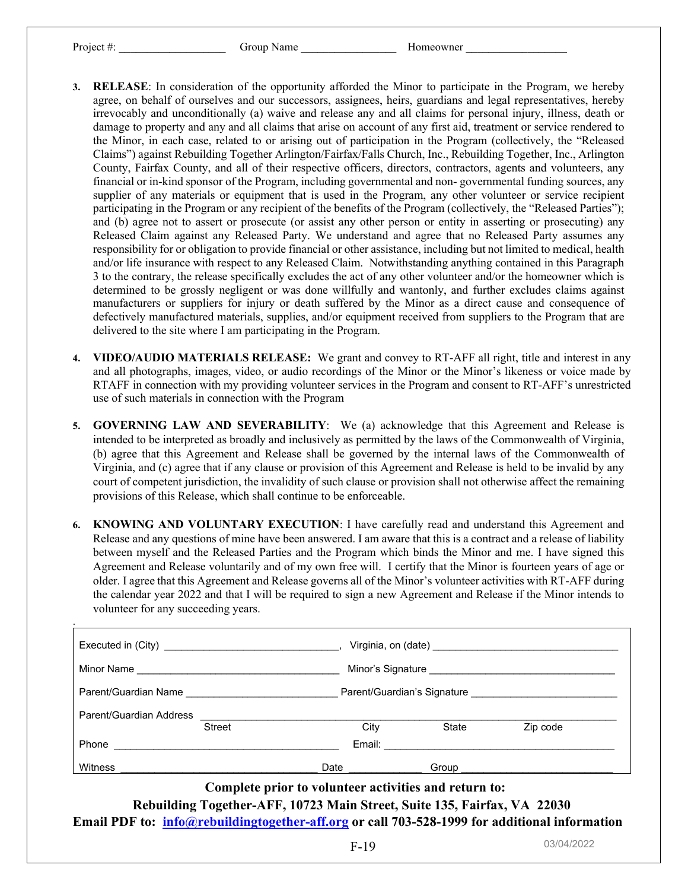Project #: ___________________ Group Name _________________ Homeowner __________________

3. **RELEASE**: In consideration of the opportunity afforded the Minor to participate in the Program, we hereby agree, on behalf of ourselves and our successors, assignees, heirs, guardians and legal representatives, hereby irrevocably and unconditionally (a) waive and release any and all claims for personal injury, illness, death or damage to property and any and all claims that arise on account of any first aid, treatment or service rendered to the Minor, in each case, related to or arising out of participation in the Program (collectively, the "Released Claims") against Rebuilding Together Arlington/Fairfax/Falls Church, Inc., Rebuilding Together, Inc., Arlington County, Fairfax County, and all of their respective officers, directors, contractors, agents and volunteers, any financial or in-kind sponsor of the Program, including governmental and non- governmental funding sources, any supplier of any materials or equipment that is used in the Program, any other volunteer or service recipient participating in the Program or any recipient of the benefits of the Program (collectively, the "Released Parties"); and (b) agree not to assert or prosecute (or assist any other person or entity in asserting or prosecuting) any Released Claim against any Released Party. We understand and agree that no Released Party assumes any responsibility for or obligation to provide financial or other assistance, including but not limited to medical, health and/or life insurance with respect to any Released Claim. Notwithstanding anything contained in this Paragraph 3 to the contrary, the release specifically excludes the act of any other volunteer and/or the homeowner which is determined to be grossly negligent or was done willfully and wantonly, and further excludes claims against manufacturers or suppliers for injury or death suffered by the Minor as a direct cause and consequence of defectively manufactured materials, supplies, and/or equipment received from suppliers to the Program that are delivered to the site where I am participating in the Program.

4. **VIDEO/AUDIO MATERIALS RELEASE:** We grant and convey to RT-AFF all right, title and interest in any and all photographs, images, video, or audio recordings of the Minor or the Minor's likeness or voice made by RTAFF in connection with my providing volunteer services in the Program and consent to RT-AFF's unrestricted use of such materials in connection with the Program

5. **GOVERNING LAW AND SEVERABILITY**: We (a) acknowledge that this Agreement and Release is intended to be interpreted as broadly and inclusively as permitted by the laws of the Commonwealth of Virginia, (b) agree that this Agreement and Release shall be governed by the internal laws of the Commonwealth of Virginia, and (c) agree that if any clause or provision of this Agreement and Release is held to be invalid by any court of competent jurisdiction, the invalidity of such clause or provision shall not otherwise affect the remaining provisions of this Release, which shall continue to be enforceable.

6. **KNOWING AND VOLUNTARY EXECUTION**: I have carefully read and understand this Agreement and Release and any questions of mine have been answered. I am aware that this is a contract and a release of liability between myself and the Released Parties and the Program which binds the Minor and me. I have signed this Agreement and Release voluntarily and of my own free will. I certify that the Minor is fourteen years of age or older. I agree that this Agreement and Release governs all of the Minor's volunteer activities with RT-AFF during the calendar year 2022 and that I will be required to sign a new Agreement and Release if the Minor intends to volunteer for any succeeding years.

Executed in (City) _______________________________, Virginia, on (date) _________________________________

Minor Name ____________________________________ Minor's Signature _________________________________

Parent/Guardian Name ___________________________ Parent/Guardian's Signature __________________________

Parent/Guardian Address ______________________________________________________________________
Street City State Zip code

Phone __________________________________________ Email: ________________________________________

Witness __________________________________ Date _____________ Group __________________________

**Complete prior to volunteer activities and return to:**

**Rebuilding Together-AFF, 10723 Main Street, Suite 135, Fairfax, VA 22030**

**Email PDF to: info@rebuildingtogether-aff.org or call 703-528-1999 for additional information**

F-19

03/04/2022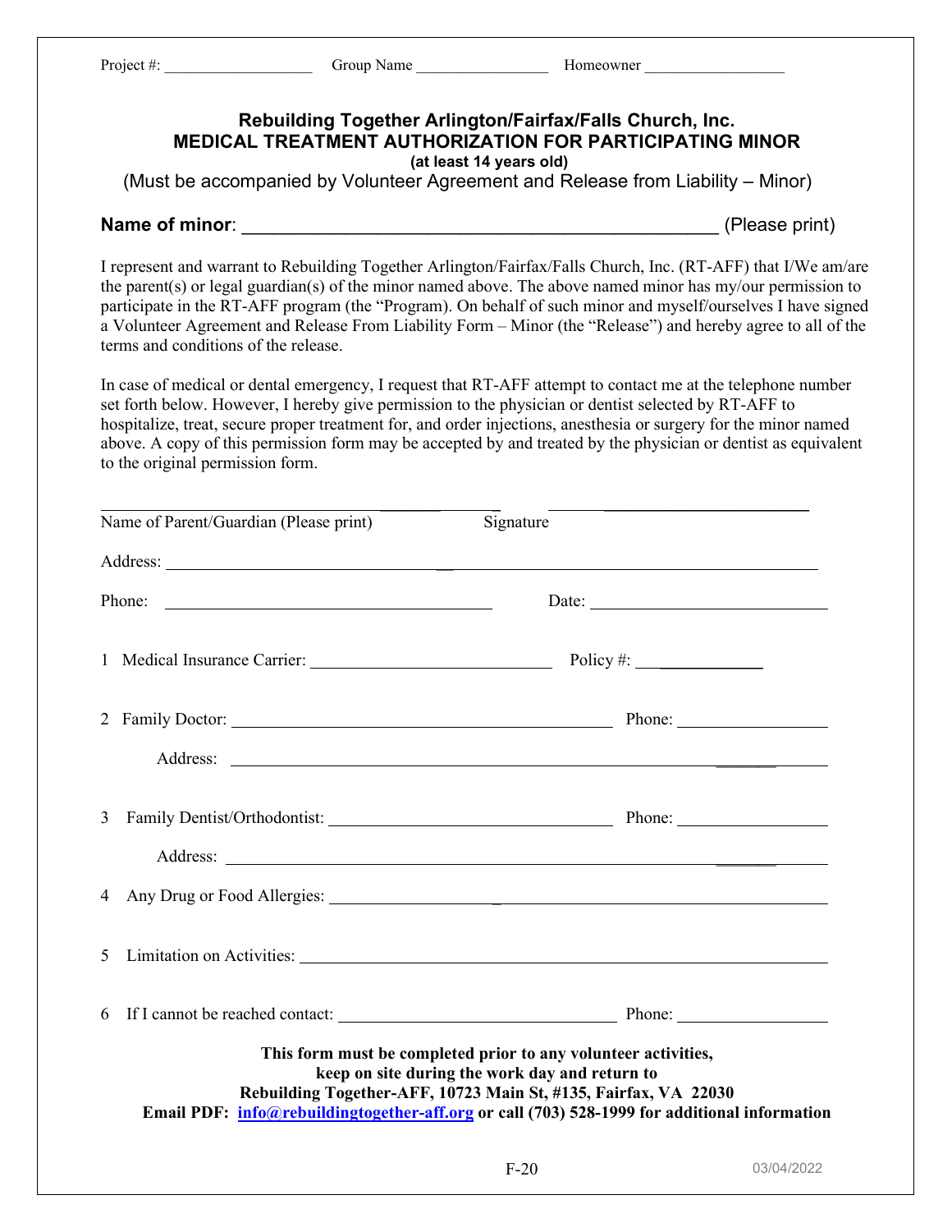Project #: ___________________ Group Name _________________ Homeowner __________________

## Rebuilding Together Arlington/Fairfax/Falls Church, Inc.
## MEDICAL TREATMENT AUTHORIZATION FOR PARTICIPATING MINOR

**(at least 14 years old)**

(Must be accompanied by Volunteer Agreement and Release from Liability – Minor)

**Name of minor**: ______________________________________________ (Please print)

I represent and warrant to Rebuilding Together Arlington/Fairfax/Falls Church, Inc. (RT-AFF) that I/We am/are the parent(s) or legal guardian(s) of the minor named above. The above named minor has my/our permission to participate in the RT-AFF program (the "Program). On behalf of such minor and myself/ourselves I have signed a Volunteer Agreement and Release From Liability Form – Minor (the "Release") and hereby agree to all of the terms and conditions of the release.

In case of medical or dental emergency, I request that RT-AFF attempt to contact me at the telephone number set forth below. However, I hereby give permission to the physician or dentist selected by RT-AFF to hospitalize, treat, secure proper treatment for, and order injections, anesthesia or surgery for the minor named above. A copy of this permission form may be accepted by and treated by the physician or dentist as equivalent to the original permission form.

________________________________________ ________________________________

Name of Parent/Guardian (Please print) Signature

Address: ______________________________________________________________

Phone: ________________________________ Date: __________________________

1 Medical Insurance Carrier: ____________________________ Policy #: ______________

2 Family Doctor: ____________________________________________ Phone: ________________

Address: ______________________________________________________________

3 Family Dentist/Orthodontist: ________________________________ Phone: ________________

Address: ______________________________________________________________

4 Any Drug or Food Allergies: ______________________________________________

5 Limitation on Activities: ________________________________________________

6 If I cannot be reached contact: ____________________________ Phone: ________________

**This form must be completed prior to any volunteer activities, keep on site during the work day and return to Rebuilding Together-AFF, 10723 Main St, #135, Fairfax, VA 22030**
**Email PDF: info@rebuildingtogether-aff.org or call (703) 528-1999 for additional information**

F-20 03/04/2022